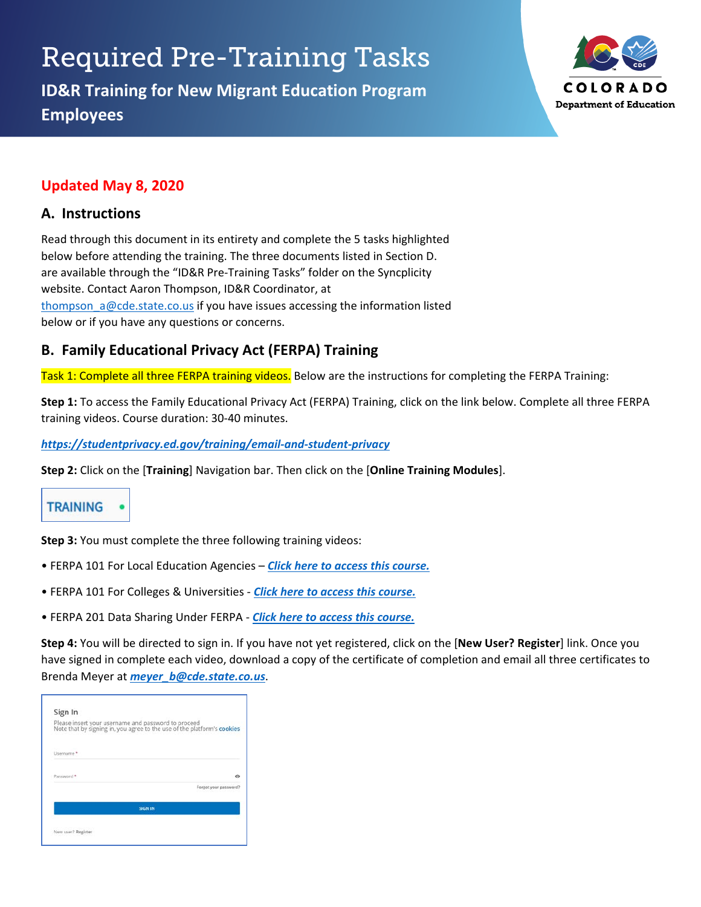# Required Pre-Training Tasks

## ID&R Training for New Migrant Education Program Employees

**Updated May 8, 2020**

## A. Instructions

Read through this document in its entirety and complete the 5 tasks highlighted below before attending the training. The three documents listed in Section D. are available through the "ID&R Pre-Training Tasks" folder on the Syncplicity website. Contact Aaron Thompson, ID&R Coordinator, at thompson_a@cde.state.co.us if you have issues accessing the information listed below or if you have any questions or concerns.

## B. Family Educational Privacy Act (FERPA) Training

Task 1: Complete all three FERPA training videos. Below are the instructions for completing the FERPA Training:

**Step 1:** To access the Family Educational Privacy Act (FERPA) Training, click on the link below. Complete all three FERPA training videos. Course duration: 30-40 minutes.

***https://studentprivacy.ed.gov/training/email-and-student-privacy***

**Step 2:** Click on the [**Training**] Navigation bar. Then click on the [**Online Training Modules**].

TRAINING

**Step 3:** You must complete the three following training videos:

- FERPA 101 For Local Education Agencies – ***Click here to access this course.***
- FERPA 101 For Colleges & Universities - ***Click here to access this course.***
- FERPA 201 Data Sharing Under FERPA - ***Click here to access this course.***

**Step 4:** You will be directed to sign in. If you have not yet registered, click on the [**New User? Register**] link. Once you have signed in complete each video, download a copy of the certificate of completion and email all three certificates to Brenda Meyer at ***meyer_b@cde.state.co.us***.

Sign In

Please insert your username and password to proceed
Note that by signing in, you agree to the use of the platform's cookies

Username *

Password *

Forgot your password?

SIGN IN

New user? Register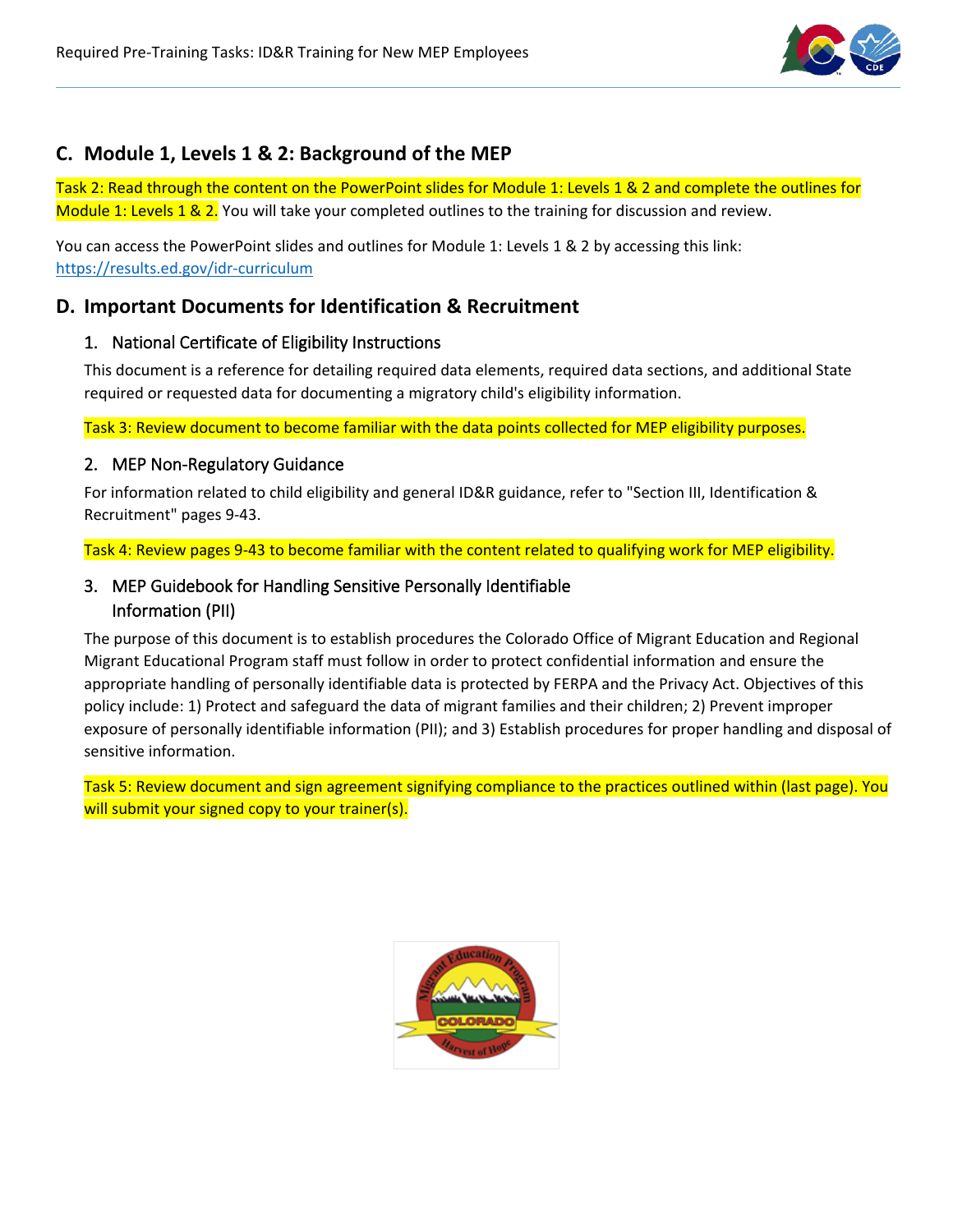## C. Module 1, Levels 1 & 2: Background of the MEP

Task 2: Read through the content on the PowerPoint slides for Module 1: Levels 1 & 2 and complete the outlines for Module 1: Levels 1 & 2. You will take your completed outlines to the training for discussion and review.

You can access the PowerPoint slides and outlines for Module 1: Levels 1 & 2 by accessing this link: https://results.ed.gov/idr-curriculum

## D. Important Documents for Identification & Recruitment

### 1. National Certificate of Eligibility Instructions

This document is a reference for detailing required data elements, required data sections, and additional State required or requested data for documenting a migratory child's eligibility information.

Task 3: Review document to become familiar with the data points collected for MEP eligibility purposes.

### 2. MEP Non-Regulatory Guidance

For information related to child eligibility and general ID&R guidance, refer to "Section III, Identification & Recruitment" pages 9-43.

Task 4: Review pages 9-43 to become familiar with the content related to qualifying work for MEP eligibility.

### 3. MEP Guidebook for Handling Sensitive Personally Identifiable Information (PII)

The purpose of this document is to establish procedures the Colorado Office of Migrant Education and Regional Migrant Educational Program staff must follow in order to protect confidential information and ensure the appropriate handling of personally identifiable data is protected by FERPA and the Privacy Act. Objectives of this policy include: 1) Protect and safeguard the data of migrant families and their children; 2) Prevent improper exposure of personally identifiable information (PII); and 3) Establish procedures for proper handling and disposal of sensitive information.

Task 5: Review document and sign agreement signifying compliance to the practices outlined within (last page). You will submit your signed copy to your trainer(s).